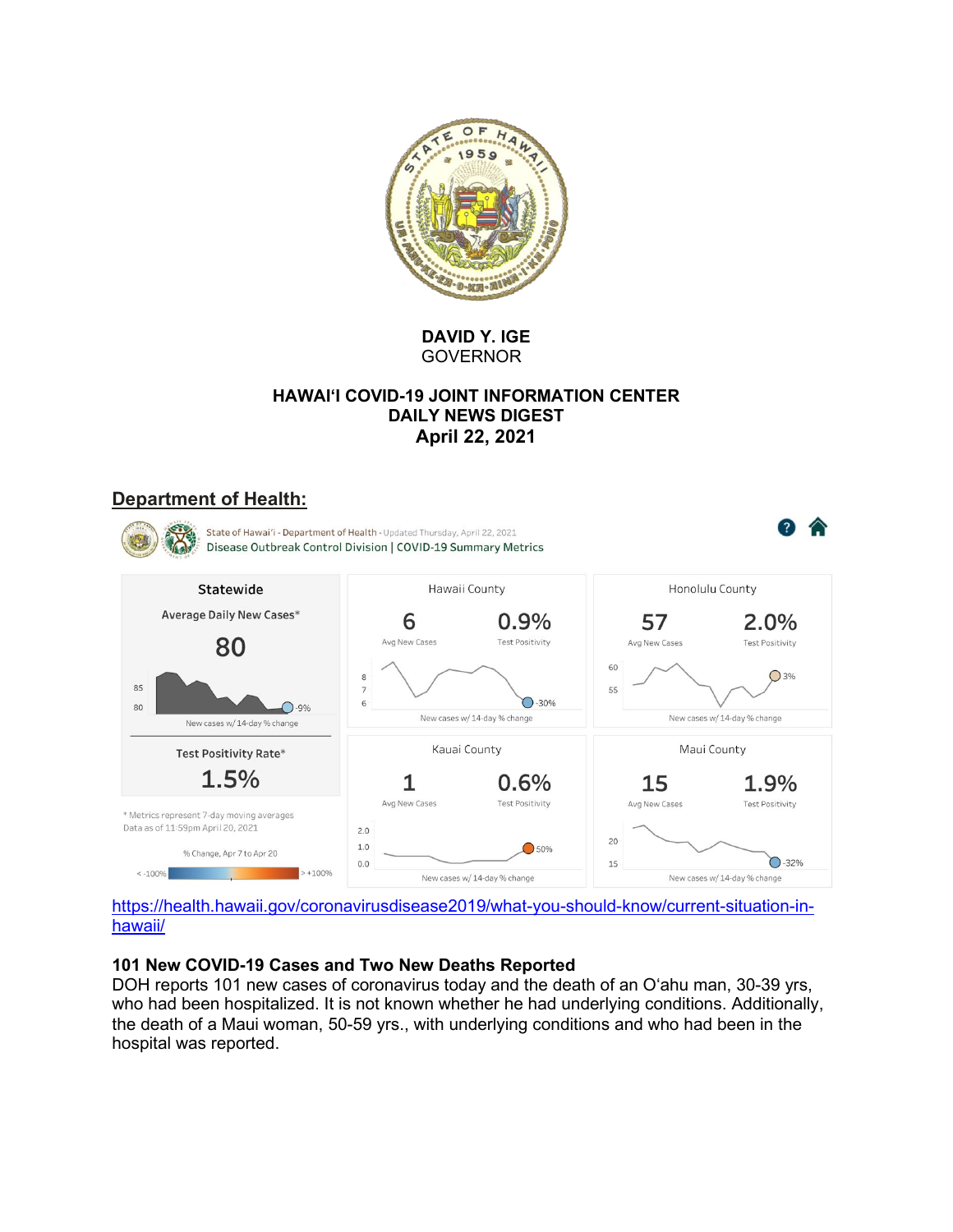**DAVID Y. IGE**
GOVERNOR

**HAWAIʻI COVID-19 JOINT INFORMATION CENTER**
**DAILY NEWS DIGEST**
**April 22, 2021**

## Department of Health:

State of Hawaiʻi - Department of Health - Updated Thursday, April 22, 2021
Disease Outbreak Control Division | COVID-19 Summary Metrics

**Statewide**

Average Daily New Cases*
**80**
-9%
New cases w/ 14-day % change

Test Positivity Rate*
**1.5%**

\* Metrics represent 7-day moving averages
Data as of 11:59pm April 20, 2021

% Change, Apr 7 to Apr 20
< -100% … > +100%

| County | Avg New Cases | Test Positivity | New cases w/ 14-day % change |
|---|---|---|---|
| Hawaii County | 6 | 0.9% | -30% |
| Honolulu County | 57 | 2.0% | 3% |
| Kauai County | 1 | 0.6% | 50% |
| Maui County | 15 | 1.9% | -32% |

https://health.hawaii.gov/coronavirusdisease2019/what-you-should-know/current-situation-in-hawaii/

**101 New COVID-19 Cases and Two New Deaths Reported**
DOH reports 101 new cases of coronavirus today and the death of an Oʻahu man, 30-39 yrs, who had been hospitalized. It is not known whether he had underlying conditions. Additionally, the death of a Maui woman, 50-59 yrs., with underlying conditions and who had been in the hospital was reported.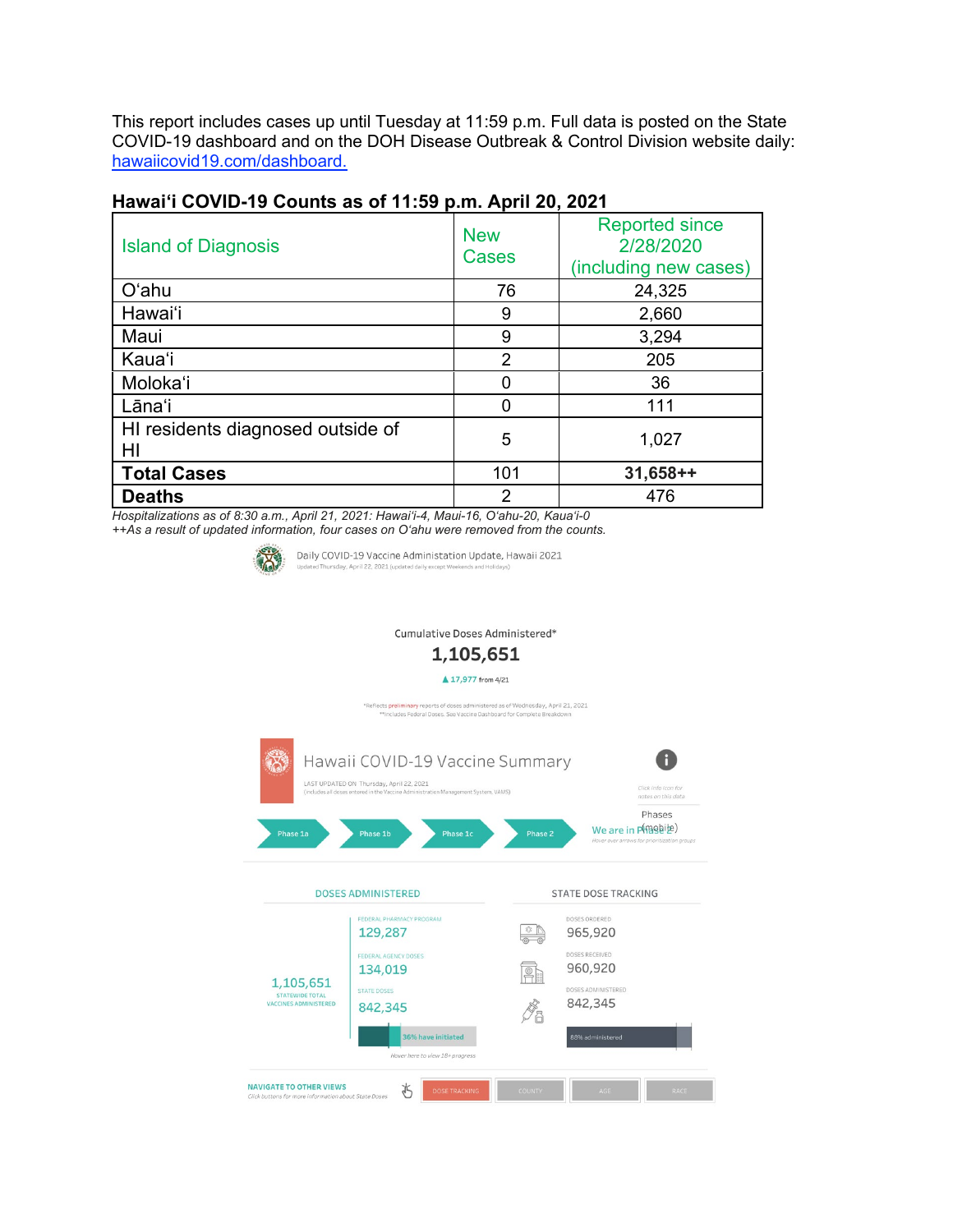This report includes cases up until Tuesday at 11:59 p.m. Full data is posted on the State COVID-19 dashboard and on the DOH Disease Outbreak & Control Division website daily: hawaiicovid19.com/dashboard.

### Hawai‘i COVID-19 Counts as of 11:59 p.m. April 20, 2021

| Island of Diagnosis | New Cases | Reported since 2/28/2020 (including new cases) |
|---|---|---|
| O‘ahu | 76 | 24,325 |
| Hawai‘i | 9 | 2,660 |
| Maui | 9 | 3,294 |
| Kaua‘i | 2 | 205 |
| Moloka‘i | 0 | 36 |
| Lāna‘i | 0 | 111 |
| HI residents diagnosed outside of HI | 5 | 1,027 |
| **Total Cases** | 101 | **31,658++** |
| **Deaths** | 2 | 476 |

*Hospitalizations as of 8:30 a.m., April 21, 2021: Hawai‘i-4, Maui-16, O‘ahu-20, Kaua‘i-0*
*++As a result of updated information, four cases on O‘ahu were removed from the counts.*

Daily COVID-19 Vaccine Administration Update, Hawaii 2021
Updated Thursday, April 22, 2021 (updated daily except Weekends and Holidays)

Cumulative Doses Administered*

**1,105,651**

▲ 17,977 from 4/21

*Reflects preliminary reports of doses administered as of Wednesday, April 21, 2021
**Includes Federal Doses. See Vaccine Dashboard for Complete Breakdown

Hawaii COVID-19 Vaccine Summary

LAST UPDATED ON Thursday, April 22, 2021
(includes all doses entered in the Vaccine Administration Management System, VAMS)

Click info icon for notes on this data

Phase 1a | Phase 1b | Phase 1c | Phase 2 | We are in Phase 2

Phases (mobile)
Hover over arrows for prioritization groups

DOSES ADMINISTERED

1,105,651
STATEWIDE TOTAL VACCINES ADMINISTERED

FEDERAL PHARMACY PROGRAM
129,287

FEDERAL AGENCY DOSES
134,019

STATE DOSES
842,345

36% have initiated
Hover here to view 18+ progress

STATE DOSE TRACKING

DOSES ORDERED
965,920

DOSES RECEIVED
960,920

DOSES ADMINISTERED
842,345

88% administered

NAVIGATE TO OTHER VIEWS
Click buttons for more information about State Doses

DOSE TRACKING | COUNTY | AGE | RACE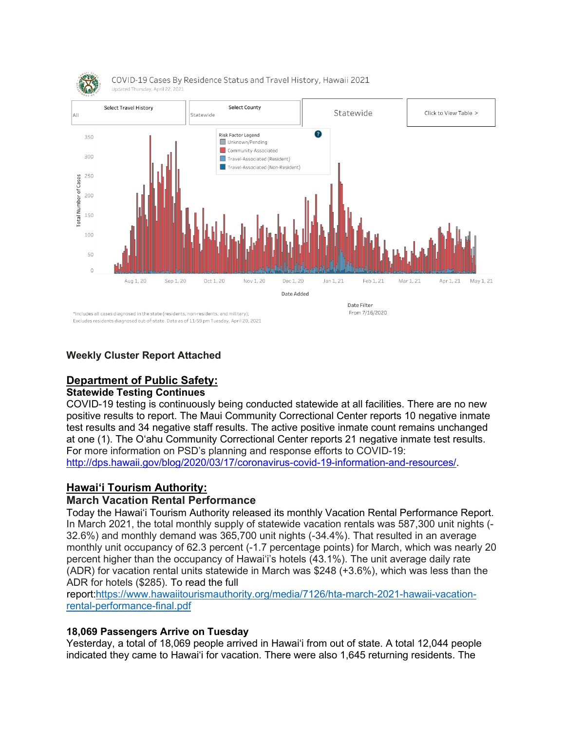COVID-19 Cases By Residence Status and Travel History, Hawaii 2021

Updated Thursday, April 22, 2021

| Select Travel History | Select County | Statewide | Click to View Table > |
|---|---|---|---|
| All | Statewide | | |

Risk Factor Legend
- Unknown/Pending
- Community-Associated
- Travel-Associated (Resident)
- Travel-Associated (Non-Resident)

Total Number of Cases

Date Added

Date Filter
From 7/16/2020

*Includes all cases diagnosed in the state (residents, non-residents, and military); Excludes residents diagnosed out-of-state. Data as of 11:59 pm Tuesday, April 20, 2021

**Weekly Cluster Report Attached**

## Department of Public Safety:

### Statewide Testing Continues

COVID-19 testing is continuously being conducted statewide at all facilities. There are no new positive results to report. The Maui Community Correctional Center reports 10 negative inmate test results and 34 negative staff results. The active positive inmate count remains unchanged at one (1). The O'ahu Community Correctional Center reports 21 negative inmate test results. For more information on PSD's planning and response efforts to COVID-19: http://dps.hawaii.gov/blog/2020/03/17/coronavirus-covid-19-information-and-resources/.

## Hawai'i Tourism Authority:

### March Vacation Rental Performance

Today the Hawai'i Tourism Authority released its monthly Vacation Rental Performance Report. In March 2021, the total monthly supply of statewide vacation rentals was 587,300 unit nights (-32.6%) and monthly demand was 365,700 unit nights (-34.4%). That resulted in an average monthly unit occupancy of 62.3 percent (-1.7 percentage points) for March, which was nearly 20 percent higher than the occupancy of Hawai'i's hotels (43.1%). The unit average daily rate (ADR) for vacation rental units statewide in March was $248 (+3.6%), which was less than the ADR for hotels ($285). To read the full report:https://www.hawaiitourismauthority.org/media/7126/hta-march-2021-hawaii-vacation-rental-performance-final.pdf

### 18,069 Passengers Arrive on Tuesday

Yesterday, a total of 18,069 people arrived in Hawai'i from out of state. A total 12,044 people indicated they came to Hawai'i for vacation. There were also 1,645 returning residents. The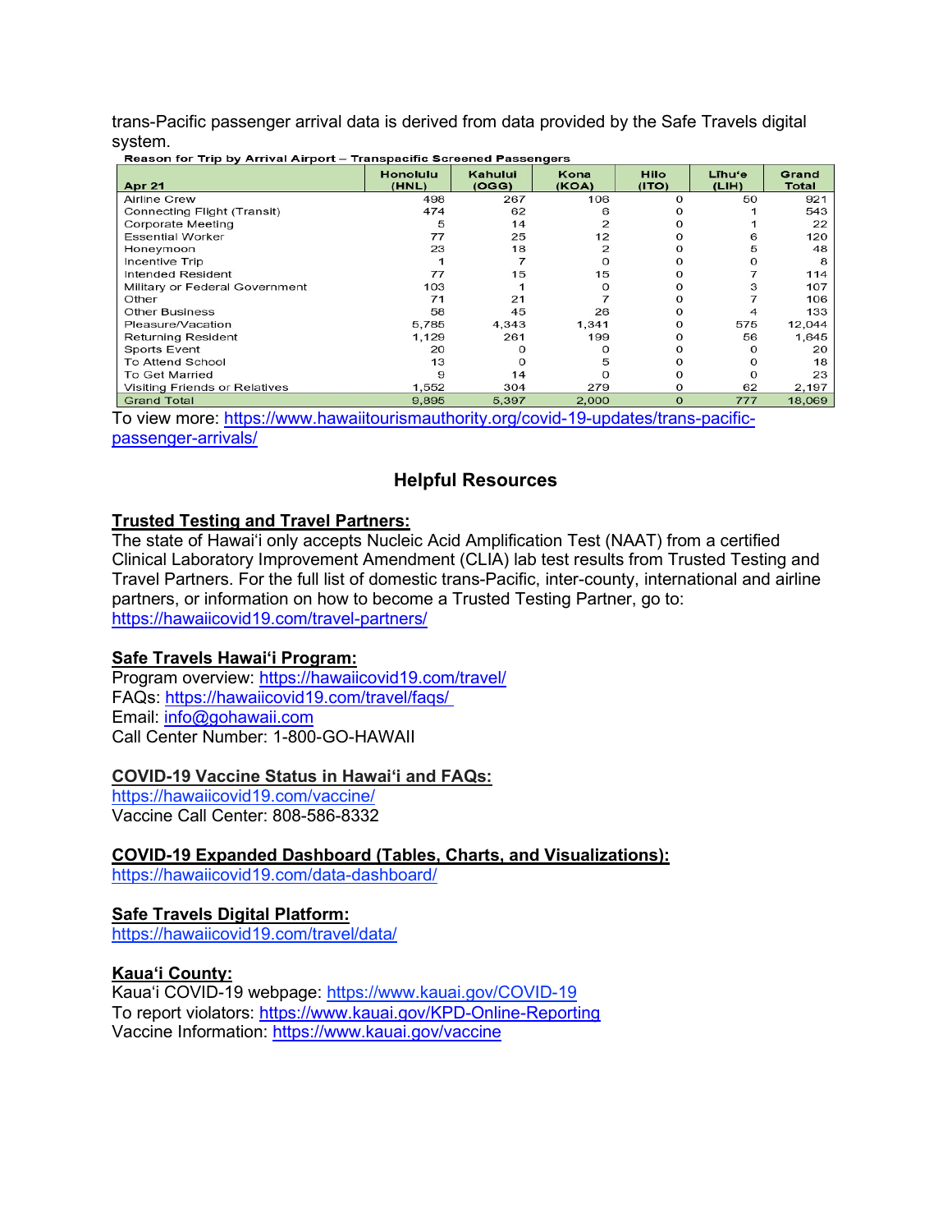trans-Pacific passenger arrival data is derived from data provided by the Safe Travels digital system.

**Reason for Trip by Arrival Airport – Transpacific Screened Passengers**

| Apr 21 | Honolulu (HNL) | Kahului (OGG) | Kona (KOA) | Hilo (ITO) | Līhu'e (LIH) | Grand Total |
|---|---|---|---|---|---|---|
| Airline Crew | 498 | 267 | 106 | 0 | 50 | 921 |
| Connecting Flight (Transit) | 474 | 62 | 6 | 0 | 1 | 543 |
| Corporate Meeting | 5 | 14 | 2 | 0 | 1 | 22 |
| Essential Worker | 77 | 25 | 12 | 0 | 6 | 120 |
| Honeymoon | 23 | 18 | 2 | 0 | 5 | 48 |
| Incentive Trip | 1 | 7 | 0 | 0 | 0 | 8 |
| Intended Resident | 77 | 15 | 15 | 0 | 7 | 114 |
| Military or Federal Government | 103 | 1 | 0 | 0 | 3 | 107 |
| Other | 71 | 21 | 7 | 0 | 7 | 106 |
| Other Business | 58 | 45 | 26 | 0 | 4 | 133 |
| Pleasure/Vacation | 5,785 | 4,343 | 1,341 | 0 | 575 | 12,044 |
| Returning Resident | 1,129 | 261 | 199 | 0 | 56 | 1,645 |
| Sports Event | 20 | 0 | 0 | 0 | 0 | 20 |
| To Attend School | 13 | 0 | 5 | 0 | 0 | 18 |
| To Get Married | 9 | 14 | 0 | 0 | 0 | 23 |
| Visiting Friends or Relatives | 1,552 | 304 | 279 | 0 | 62 | 2,197 |
| Grand Total | 9,895 | 5,397 | 2,000 | 0 | 777 | 18,069 |

To view more: https://www.hawaiitourismauthority.org/covid-19-updates/trans-pacific-passenger-arrivals/

## Helpful Resources

**Trusted Testing and Travel Partners:**
The state of Hawai'i only accepts Nucleic Acid Amplification Test (NAAT) from a certified Clinical Laboratory Improvement Amendment (CLIA) lab test results from Trusted Testing and Travel Partners. For the full list of domestic trans-Pacific, inter-county, international and airline partners, or information on how to become a Trusted Testing Partner, go to: https://hawaiicovid19.com/travel-partners/

**Safe Travels Hawai'i Program:**
Program overview: https://hawaiicovid19.com/travel/
FAQs: https://hawaiicovid19.com/travel/faqs/
Email: info@gohawaii.com
Call Center Number: 1-800-GO-HAWAII

**COVID-19 Vaccine Status in Hawai'i and FAQs:**
https://hawaiicovid19.com/vaccine/
Vaccine Call Center: 808-586-8332

**COVID-19 Expanded Dashboard (Tables, Charts, and Visualizations):**
https://hawaiicovid19.com/data-dashboard/

**Safe Travels Digital Platform:**
https://hawaiicovid19.com/travel/data/

**Kaua'i County:**
Kaua'i COVID-19 webpage: https://www.kauai.gov/COVID-19
To report violators: https://www.kauai.gov/KPD-Online-Reporting
Vaccine Information: https://www.kauai.gov/vaccine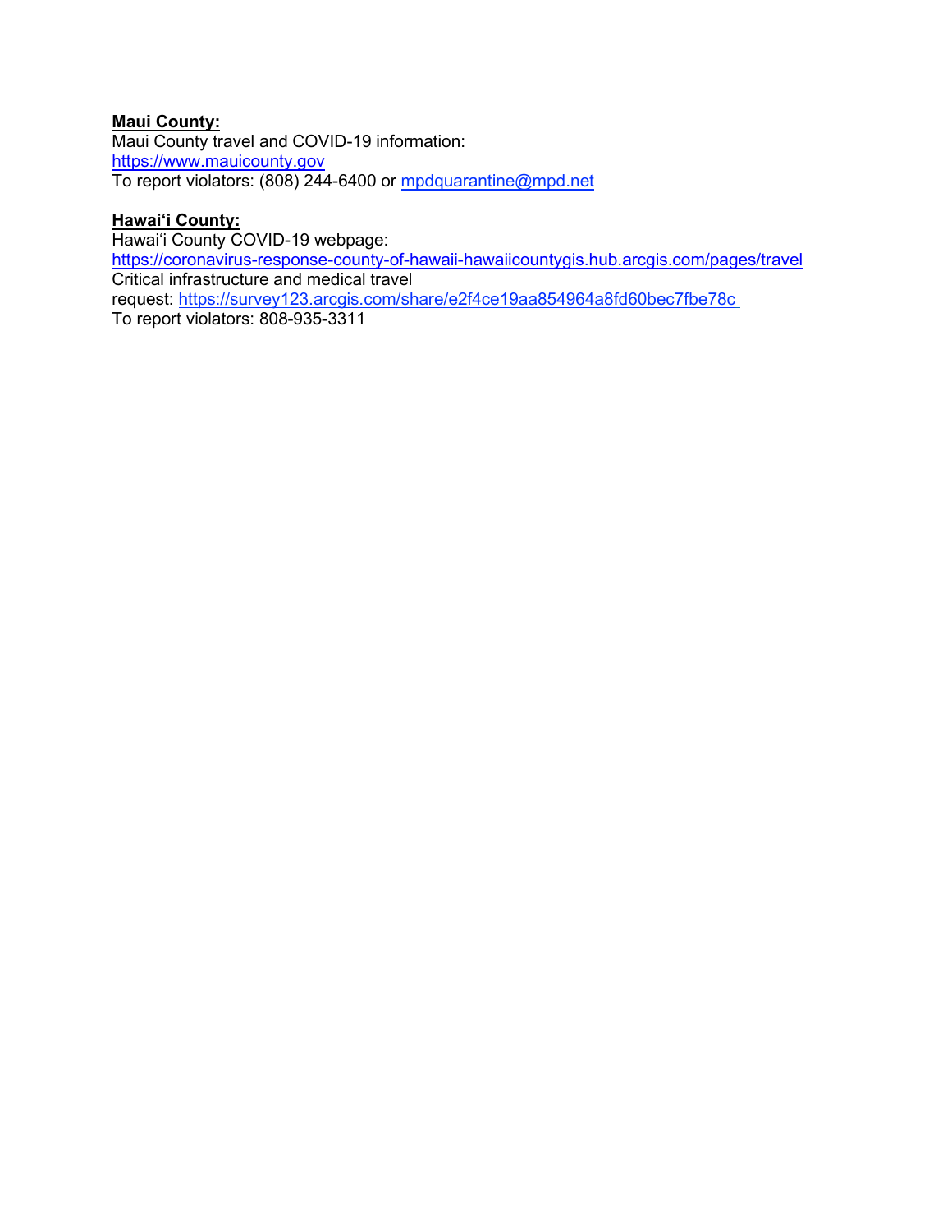**Maui County:**
Maui County travel and COVID-19 information:
https://www.mauicounty.gov
To report violators: (808) 244-6400 or mpdquarantine@mpd.net

**Hawai'i County:**
Hawai'i County COVID-19 webpage:
https://coronavirus-response-county-of-hawaii-hawaiicountygis.hub.arcgis.com/pages/travel
Critical infrastructure and medical travel
request: https://survey123.arcgis.com/share/e2f4ce19aa854964a8fd60bec7fbe78c
To report violators: 808-935-3311